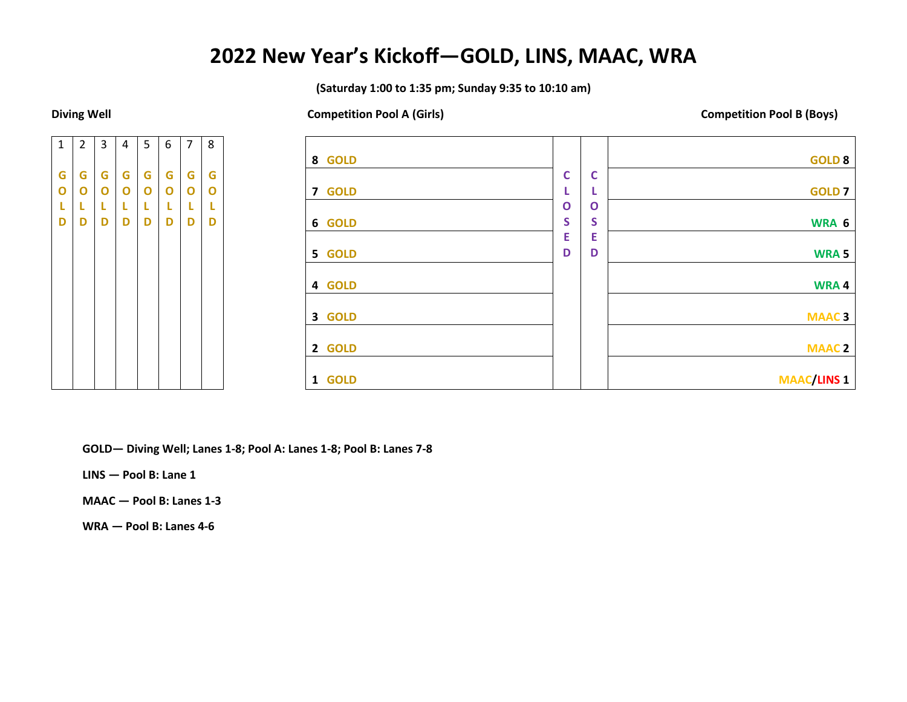# 2022 New Year's Kickoff—GOLD, LINS, MAAC, WRA

**(Saturday 1:00 to 1:35 pm; Sunday 9:35 to 10:10 am)**

**Diving Well**

| 1 | 2 | 3 | 4 | 5 | 6 | 7 | 8 |
|---|---|---|---|---|---|---|---|
| GOLD | GOLD | GOLD | GOLD | GOLD | GOLD | GOLD | GOLD |

**Competition Pool A (Girls)** / **Competition Pool B (Boys)**

| Pool A Lane | Pool A | | | Pool B | Pool B Lane |
|---|---|---|---|---|---|
| 8 | GOLD | CLOSED | CLOSED | GOLD | 8 |
| 7 | GOLD | | | GOLD | 7 |
| 6 | GOLD | | | WRA | 6 |
| 5 | GOLD | | | WRA | 5 |
| 4 | GOLD | | | WRA | 4 |
| 3 | GOLD | | | MAAC | 3 |
| 2 | GOLD | | | MAAC | 2 |
| 1 | GOLD | | | MAAC/LINS | 1 |

**GOLD— Diving Well; Lanes 1-8; Pool A: Lanes 1-8; Pool B: Lanes 7-8**

**LINS — Pool B: Lane 1**

**MAAC — Pool B: Lanes 1-3**

**WRA — Pool B: Lanes 4-6**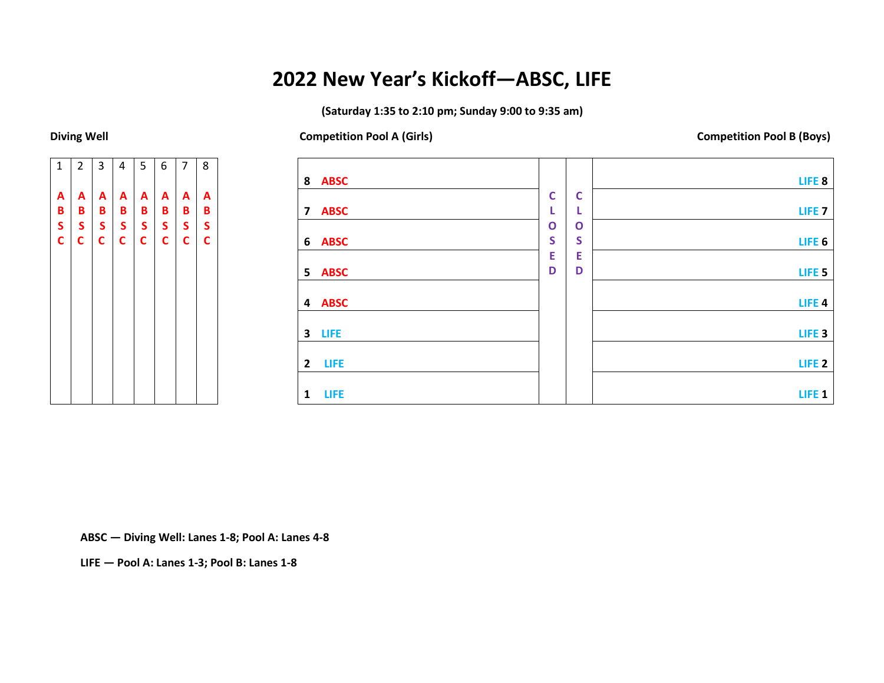# 2022 New Year's Kickoff—ABSC, LIFE

**(Saturday 1:35 to 2:10 pm; Sunday 9:00 to 9:35 am)**

**Diving Well**

| 1 | 2 | 3 | 4 | 5 | 6 | 7 | 8 |
|---|---|---|---|---|---|---|---|
| ABSC | ABSC | ABSC | ABSC | ABSC | ABSC | ABSC | ABSC |

**Competition Pool A (Girls)** / **Competition Pool B (Boys)**

| Lane | Competition Pool A (Girls) | | | Competition Pool B (Boys) |
|---|---|---|---|---|
| 8 | ABSC | CLOSED | CLOSED | LIFE |
| 7 | ABSC | | | LIFE |
| 6 | ABSC | | | LIFE |
| 5 | ABSC | | | LIFE |
| 4 | ABSC | | | LIFE |
| 3 | LIFE | | | LIFE |
| 2 | LIFE | | | LIFE |
| 1 | LIFE | | | LIFE |

**ABSC — Diving Well: Lanes 1-8; Pool A: Lanes 4-8**

**LIFE — Pool A: Lanes 1-3; Pool B: Lanes 1-8**